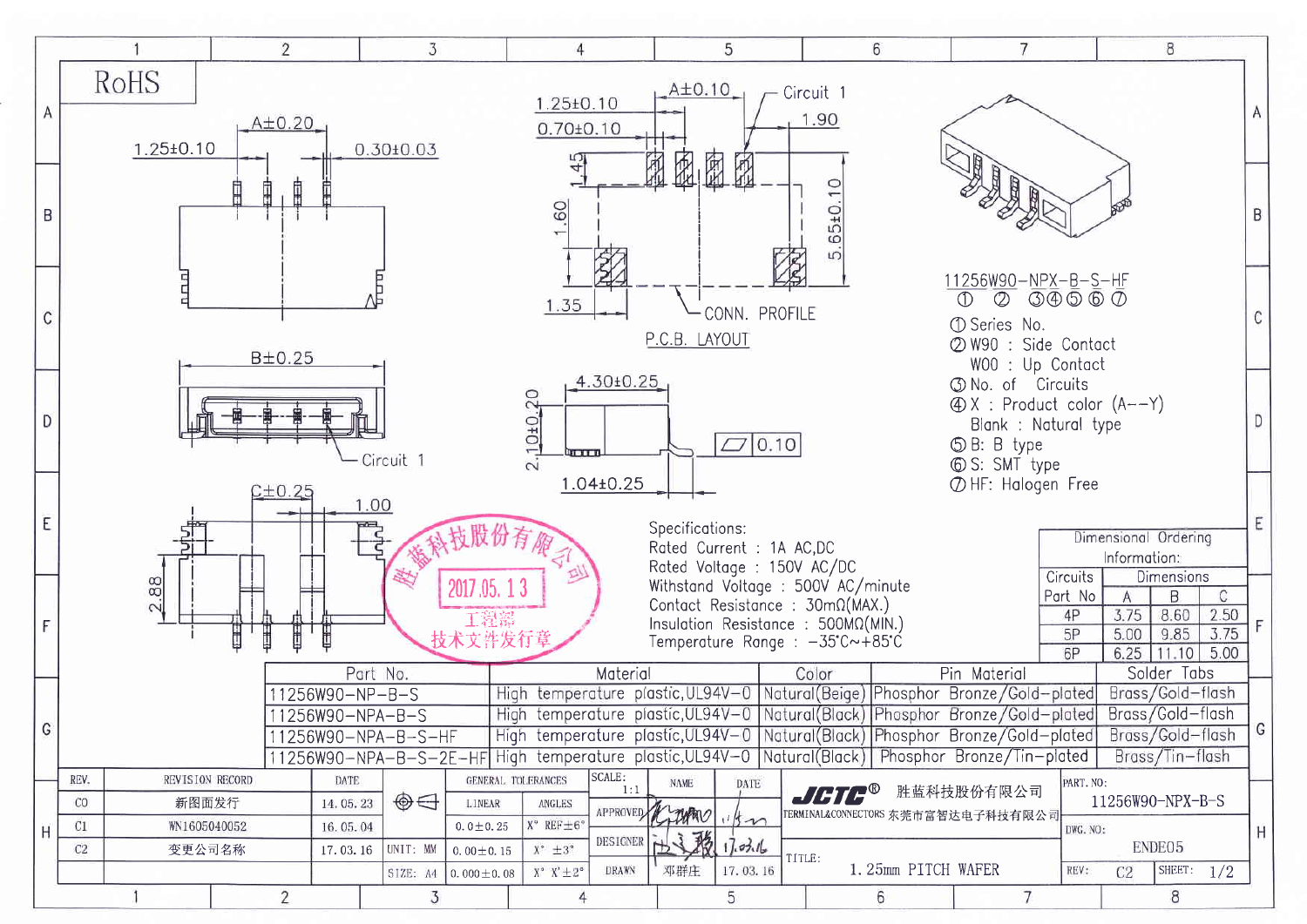RoHS

A±0.20

1.25±0.10

0.30±0.03

1.25±0.10

0.70±0.10

A±0.10

Circuit 1

1.90

1.45

1.60

5.65±0.10

1.35

CONN. PROFILE

P.C.B. LAYOUT

B±0.25

Circuit 1

4.30±0.25

2.10±0.20

0.10

1.04±0.25

C±0.25

1.00

2.88

11256W90–NPX–B–S–HF
① ② ③④⑤⑥⑦

① Series No.
② W90 : Side Contact
W00 : Up Contact
③ No. of Circuits
④ X : Product color (A––Y)
Blank : Natural type
⑤ B: B type
⑥ S: SMT type
⑦ HF: Halogen Free

Specifications:
Rated Current : 1A AC,DC
Rated Voltage : 150V AC/DC
Withstand Voltage : 500V AC/minute
Contact Resistance : 30mΩ(MAX.)
Insulation Resistance : 500MΩ(MIN.)
Temperature Range : –35°C~+85°C

胜蓝科技股份有限公司 2017.05.13 工程部 技术文件发行章

Dimensional Ordering Information:

| Circuits Part No | A | B | C |
|---|---|---|---|
| 4P | 3.75 | 8.60 | 2.50 |
| 5P | 5.00 | 9.85 | 3.75 |
| 6P | 6.25 | 11.10 | 5.00 |

| Part No. | Material | Color | Pin Material | Solder Tabs |
|---|---|---|---|---|
| 11256W90–NP–B–S | High temperature plastic,UL94V–0 | Natural(Beige) | Phosphor Bronze/Gold–plated | Brass/Gold–flash |
| 11256W90–NPA–B–S | High temperature plastic,UL94V–0 | Natural(Black) | Phosphor Bronze/Gold–plated | Brass/Gold–flash |
| 11256W90–NPA–B–S–HF | High temperature plastic,UL94V–0 | Natural(Black) | Phosphor Bronze/Gold–plated | Brass/Gold–flash |
| 11256W90–NPA–B–S–2E–HF | High temperature plastic,UL94V–0 | Natural(Black) | Phosphor Bronze/Tin–plated | Brass/Tin–flash |

| REV. | REVISION RECORD | DATE |
|---|---|---|
| C0 | 新图面发行 | 14.05.23 |
| C1 | WN1605040052 | 16.05.04 |
| C2 | 变更公司名称 | 17.03.16 |

GENERAL TOLERANCES — UNIT: MM, SIZE: A4

| LINEAR | ANGLES |
|---|---|
| 0.0±0.25 | X° REF±6° |
| 0.00±0.15 | X° ±3° |
| 0.000±0.08 | X° X'±2° |

SCALE: 1:1

| | NAME | DATE |
|---|---|---|
| APPROVED | | |
| DESIGNER | | 17.03.16 |
| DRAWN | 邓群庄 | 17.03.16 |

JCTC® 胜蓝科技股份有限公司
TERMINAL&CONNECTORS 东莞市富智达电子科技有限公司

TITLE: 1.25mm PITCH WAFER

PART. NO: 11256W90–NPX–B–S

DWG. NO: ENDE05

REV: C2 SHEET: 1/2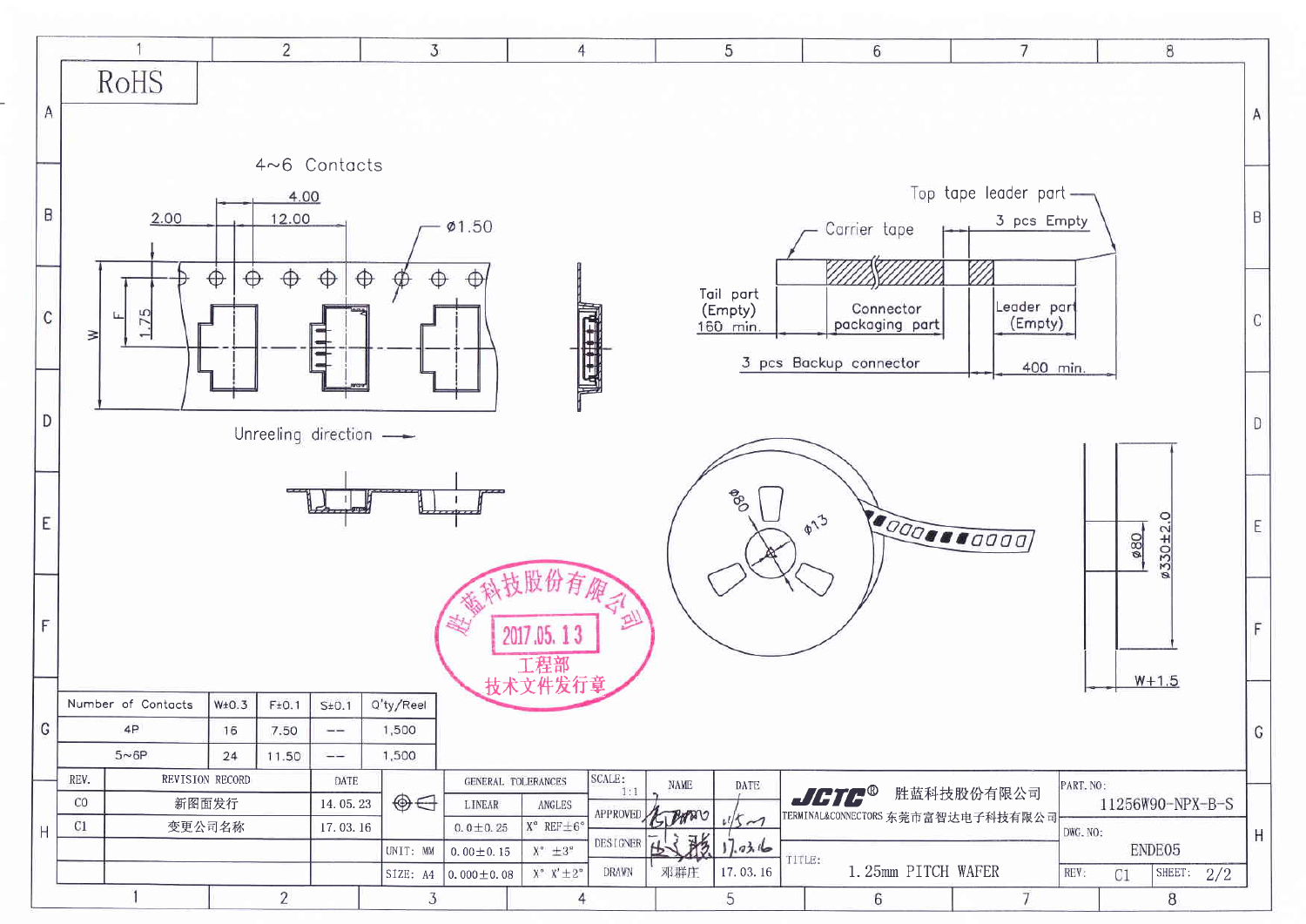RoHS

4~6 Contacts

4.00

2.00

12.00

Ø1.50

W

F

1.75

Unreeling direction

Top tape leader part

Carrier tape

3 pcs Empty

Tail part (Empty) 160 min.

Connector packaging part

Leader part (Empty)

3 pcs Backup connector

400 min.

Ø80

Ø13

Ø80

Ø330±2.0

W+1.5

胜蓝科技股份有限公司 2017.05.13 工程部 技术文件发行章

| Number of Contacts | W±0.3 | F±0.1 | S±0.1 | Q'ty/Reel |
|---|---|---|---|---|
| 4P | 16 | 7.50 | -- | 1,500 |
| 5~6P | 24 | 11.50 | -- | 1,500 |

| REV. | REVISION RECORD | DATE |
|---|---|---|
| C0 | 新图面发行 | 14.05.23 |
| C1 | 变更公司名称 | 17.03.16 |

| GENERAL TOLERANCES | |
|---|---|
| LINEAR | ANGLES |
| 0.0±0.25 | X° REF±6° |
| 0.00±0.15 | X° ±3° |
| 0.000±0.08 | X° X'±2° |

UNIT: MM

SIZE: A4

SCALE: 1:1

| | NAME | DATE |
|---|---|---|
| APPROVED | | |
| DESIGNER | | 17.03.16 |
| DRAWN | 邓群庄 | 17.03.16 |

JCTC® TERMINAL&CONNECTORS 胜蓝科技股份有限公司 东莞市富智达电子科技有限公司

TITLE: 1.25mm PITCH WAFER

PART. NO: 11256W90-NPX-B-S

DWG. NO: ENDE05

REV: C1

SHEET: 2/2